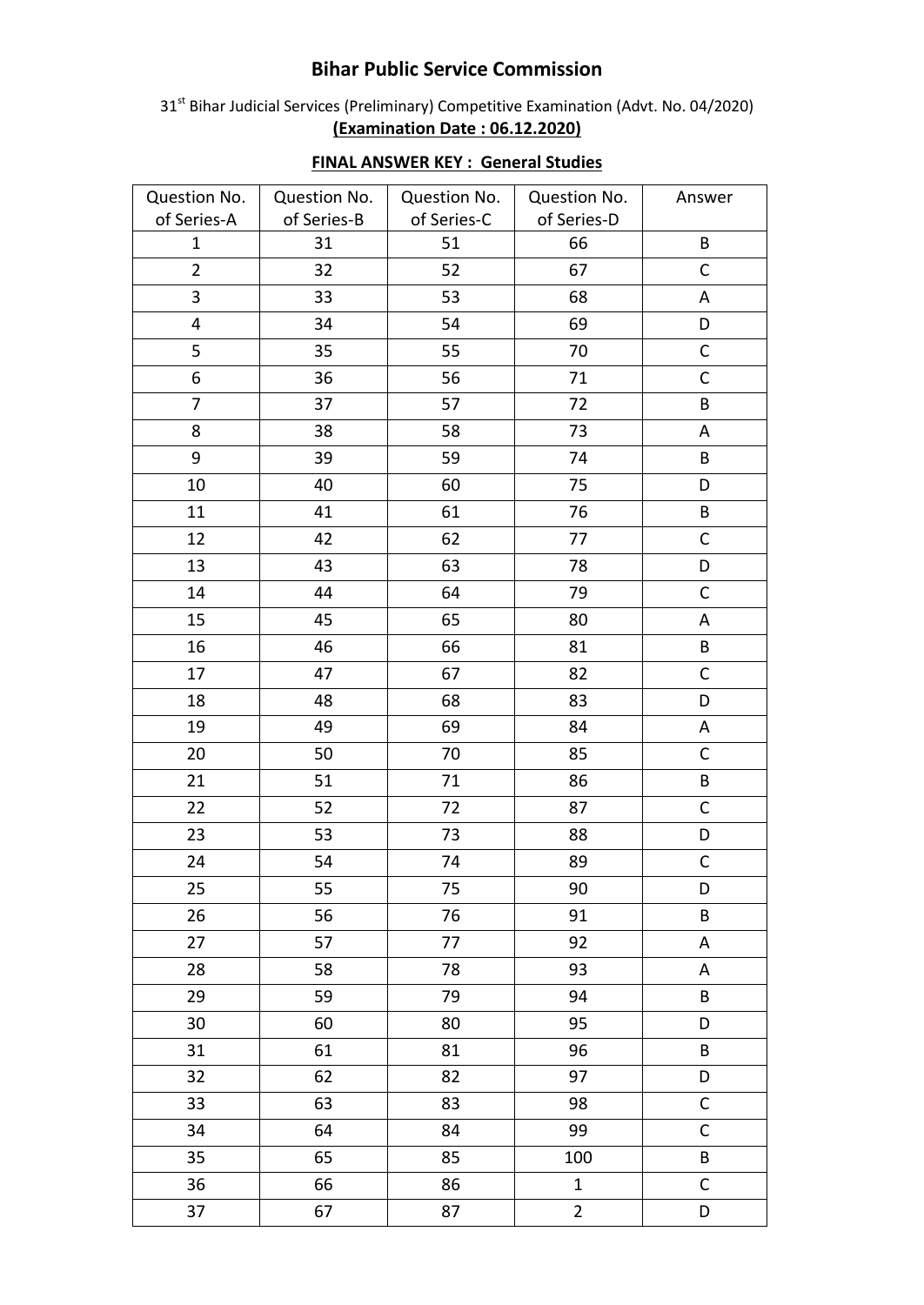# Bihar Public Service Commission

31st Bihar Judicial Services (Preliminary) Competitive Examination (Advt. No. 04/2020)

**(Examination Date : 06.12.2020)**

## FINAL ANSWER KEY : General Studies

| Question No. of Series-A | Question No. of Series-B | Question No. of Series-C | Question No. of Series-D | Answer |
|---|---|---|---|---|
| 1 | 31 | 51 | 66 | B |
| 2 | 32 | 52 | 67 | C |
| 3 | 33 | 53 | 68 | A |
| 4 | 34 | 54 | 69 | D |
| 5 | 35 | 55 | 70 | C |
| 6 | 36 | 56 | 71 | C |
| 7 | 37 | 57 | 72 | B |
| 8 | 38 | 58 | 73 | A |
| 9 | 39 | 59 | 74 | B |
| 10 | 40 | 60 | 75 | D |
| 11 | 41 | 61 | 76 | B |
| 12 | 42 | 62 | 77 | C |
| 13 | 43 | 63 | 78 | D |
| 14 | 44 | 64 | 79 | C |
| 15 | 45 | 65 | 80 | A |
| 16 | 46 | 66 | 81 | B |
| 17 | 47 | 67 | 82 | C |
| 18 | 48 | 68 | 83 | D |
| 19 | 49 | 69 | 84 | A |
| 20 | 50 | 70 | 85 | C |
| 21 | 51 | 71 | 86 | B |
| 22 | 52 | 72 | 87 | C |
| 23 | 53 | 73 | 88 | D |
| 24 | 54 | 74 | 89 | C |
| 25 | 55 | 75 | 90 | D |
| 26 | 56 | 76 | 91 | B |
| 27 | 57 | 77 | 92 | A |
| 28 | 58 | 78 | 93 | A |
| 29 | 59 | 79 | 94 | B |
| 30 | 60 | 80 | 95 | D |
| 31 | 61 | 81 | 96 | B |
| 32 | 62 | 82 | 97 | D |
| 33 | 63 | 83 | 98 | C |
| 34 | 64 | 84 | 99 | C |
| 35 | 65 | 85 | 100 | B |
| 36 | 66 | 86 | 1 | C |
| 37 | 67 | 87 | 2 | D |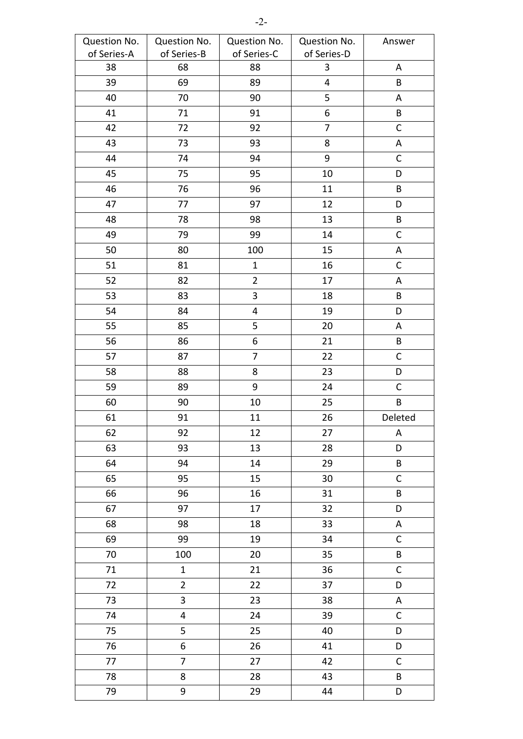| Question No. of Series-A | Question No. of Series-B | Question No. of Series-C | Question No. of Series-D | Answer |
|---|---|---|---|---|
| 38 | 68 | 88 | 3 | A |
| 39 | 69 | 89 | 4 | B |
| 40 | 70 | 90 | 5 | A |
| 41 | 71 | 91 | 6 | B |
| 42 | 72 | 92 | 7 | C |
| 43 | 73 | 93 | 8 | A |
| 44 | 74 | 94 | 9 | C |
| 45 | 75 | 95 | 10 | D |
| 46 | 76 | 96 | 11 | B |
| 47 | 77 | 97 | 12 | D |
| 48 | 78 | 98 | 13 | B |
| 49 | 79 | 99 | 14 | C |
| 50 | 80 | 100 | 15 | A |
| 51 | 81 | 1 | 16 | C |
| 52 | 82 | 2 | 17 | A |
| 53 | 83 | 3 | 18 | B |
| 54 | 84 | 4 | 19 | D |
| 55 | 85 | 5 | 20 | A |
| 56 | 86 | 6 | 21 | B |
| 57 | 87 | 7 | 22 | C |
| 58 | 88 | 8 | 23 | D |
| 59 | 89 | 9 | 24 | C |
| 60 | 90 | 10 | 25 | B |
| 61 | 91 | 11 | 26 | Deleted |
| 62 | 92 | 12 | 27 | A |
| 63 | 93 | 13 | 28 | D |
| 64 | 94 | 14 | 29 | B |
| 65 | 95 | 15 | 30 | C |
| 66 | 96 | 16 | 31 | B |
| 67 | 97 | 17 | 32 | D |
| 68 | 98 | 18 | 33 | A |
| 69 | 99 | 19 | 34 | C |
| 70 | 100 | 20 | 35 | B |
| 71 | 1 | 21 | 36 | C |
| 72 | 2 | 22 | 37 | D |
| 73 | 3 | 23 | 38 | A |
| 74 | 4 | 24 | 39 | C |
| 75 | 5 | 25 | 40 | D |
| 76 | 6 | 26 | 41 | D |
| 77 | 7 | 27 | 42 | C |
| 78 | 8 | 28 | 43 | B |
| 79 | 9 | 29 | 44 | D |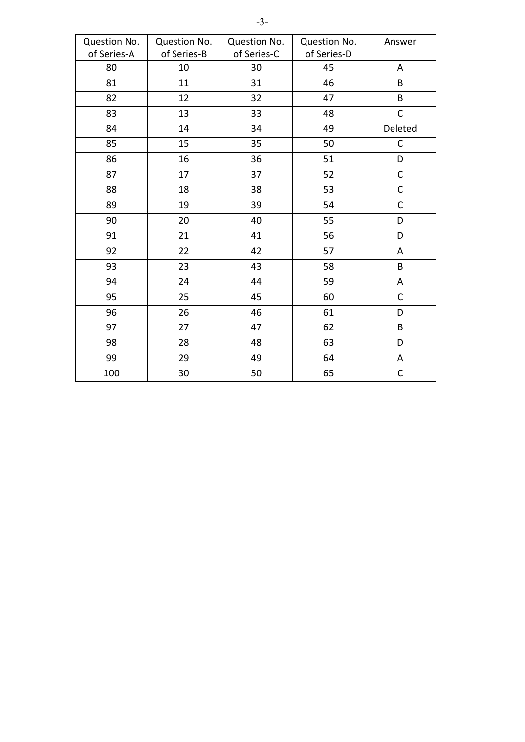| Question No. of Series-A | Question No. of Series-B | Question No. of Series-C | Question No. of Series-D | Answer |
|---|---|---|---|---|
| 80 | 10 | 30 | 45 | A |
| 81 | 11 | 31 | 46 | B |
| 82 | 12 | 32 | 47 | B |
| 83 | 13 | 33 | 48 | C |
| 84 | 14 | 34 | 49 | Deleted |
| 85 | 15 | 35 | 50 | C |
| 86 | 16 | 36 | 51 | D |
| 87 | 17 | 37 | 52 | C |
| 88 | 18 | 38 | 53 | C |
| 89 | 19 | 39 | 54 | C |
| 90 | 20 | 40 | 55 | D |
| 91 | 21 | 41 | 56 | D |
| 92 | 22 | 42 | 57 | A |
| 93 | 23 | 43 | 58 | B |
| 94 | 24 | 44 | 59 | A |
| 95 | 25 | 45 | 60 | C |
| 96 | 26 | 46 | 61 | D |
| 97 | 27 | 47 | 62 | B |
| 98 | 28 | 48 | 63 | D |
| 99 | 29 | 49 | 64 | A |
| 100 | 30 | 50 | 65 | C |